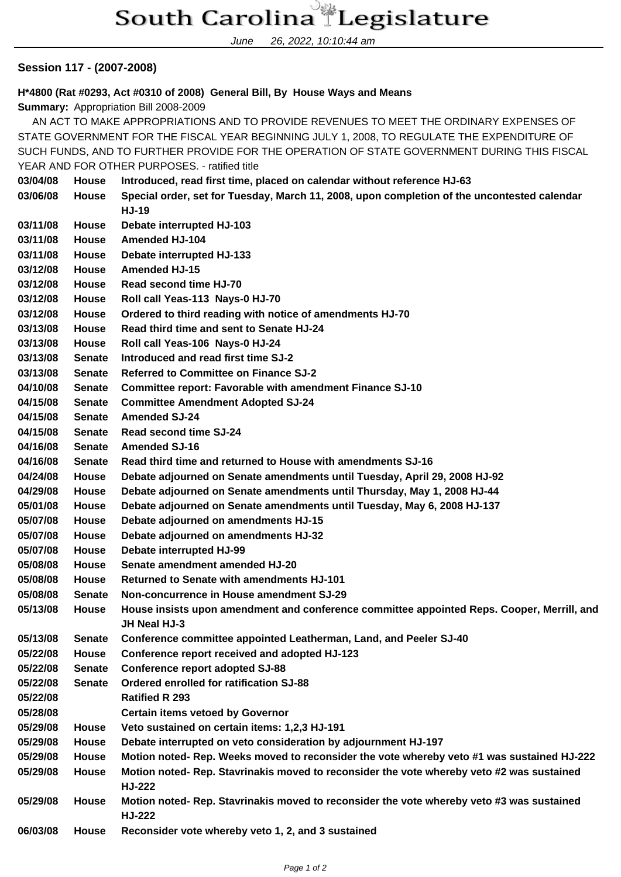# South Carolina Legislature

June 26, 2022, 10:10:44 am

**Session 117 - (2007-2008)**

**H*4800 (Rat #0293, Act #0310 of 2008) General Bill, By House Ways and Means**

**Summary:** Appropriation Bill 2008-2009

AN ACT TO MAKE APPROPRIATIONS AND TO PROVIDE REVENUES TO MEET THE ORDINARY EXPENSES OF STATE GOVERNMENT FOR THE FISCAL YEAR BEGINNING JULY 1, 2008, TO REGULATE THE EXPENDITURE OF SUCH FUNDS, AND TO FURTHER PROVIDE FOR THE OPERATION OF STATE GOVERNMENT DURING THIS FISCAL YEAR AND FOR OTHER PURPOSES. - ratified title

| | | |
|---|---|---|
| **03/04/08** | **House** | **Introduced, read first time, placed on calendar without reference HJ-63** |
| **03/06/08** | **House** | **Special order, set for Tuesday, March 11, 2008, upon completion of the uncontested calendar HJ-19** |
| **03/11/08** | **House** | **Debate interrupted HJ-103** |
| **03/11/08** | **House** | **Amended HJ-104** |
| **03/11/08** | **House** | **Debate interrupted HJ-133** |
| **03/12/08** | **House** | **Amended HJ-15** |
| **03/12/08** | **House** | **Read second time HJ-70** |
| **03/12/08** | **House** | **Roll call Yeas-113 Nays-0 HJ-70** |
| **03/12/08** | **House** | **Ordered to third reading with notice of amendments HJ-70** |
| **03/13/08** | **House** | **Read third time and sent to Senate HJ-24** |
| **03/13/08** | **House** | **Roll call Yeas-106 Nays-0 HJ-24** |
| **03/13/08** | **Senate** | **Introduced and read first time SJ-2** |
| **03/13/08** | **Senate** | **Referred to Committee on Finance SJ-2** |
| **04/10/08** | **Senate** | **Committee report: Favorable with amendment Finance SJ-10** |
| **04/15/08** | **Senate** | **Committee Amendment Adopted SJ-24** |
| **04/15/08** | **Senate** | **Amended SJ-24** |
| **04/15/08** | **Senate** | **Read second time SJ-24** |
| **04/16/08** | **Senate** | **Amended SJ-16** |
| **04/16/08** | **Senate** | **Read third time and returned to House with amendments SJ-16** |
| **04/24/08** | **House** | **Debate adjourned on Senate amendments until Tuesday, April 29, 2008 HJ-92** |
| **04/29/08** | **House** | **Debate adjourned on Senate amendments until Thursday, May 1, 2008 HJ-44** |
| **05/01/08** | **House** | **Debate adjourned on Senate amendments until Tuesday, May 6, 2008 HJ-137** |
| **05/07/08** | **House** | **Debate adjourned on amendments HJ-15** |
| **05/07/08** | **House** | **Debate adjourned on amendments HJ-32** |
| **05/07/08** | **House** | **Debate interrupted HJ-99** |
| **05/08/08** | **House** | **Senate amendment amended HJ-20** |
| **05/08/08** | **House** | **Returned to Senate with amendments HJ-101** |
| **05/08/08** | **Senate** | **Non-concurrence in House amendment SJ-29** |
| **05/13/08** | **House** | **House insists upon amendment and conference committee appointed Reps. Cooper, Merrill, and JH Neal HJ-3** |
| **05/13/08** | **Senate** | **Conference committee appointed Leatherman, Land, and Peeler SJ-40** |
| **05/22/08** | **House** | **Conference report received and adopted HJ-123** |
| **05/22/08** | **Senate** | **Conference report adopted SJ-88** |
| **05/22/08** | **Senate** | **Ordered enrolled for ratification SJ-88** |
| **05/22/08** | | **Ratified R 293** |
| **05/28/08** | | **Certain items vetoed by Governor** |
| **05/29/08** | **House** | **Veto sustained on certain items: 1,2,3 HJ-191** |
| **05/29/08** | **House** | **Debate interrupted on veto consideration by adjournment HJ-197** |
| **05/29/08** | **House** | **Motion noted- Rep. Weeks moved to reconsider the vote whereby veto #1 was sustained HJ-222** |
| **05/29/08** | **House** | **Motion noted- Rep. Stavrinakis moved to reconsider the vote whereby veto #2 was sustained HJ-222** |
| **05/29/08** | **House** | **Motion noted- Rep. Stavrinakis moved to reconsider the vote whereby veto #3 was sustained HJ-222** |
| **06/03/08** | **House** | **Reconsider vote whereby veto 1, 2, and 3 sustained** |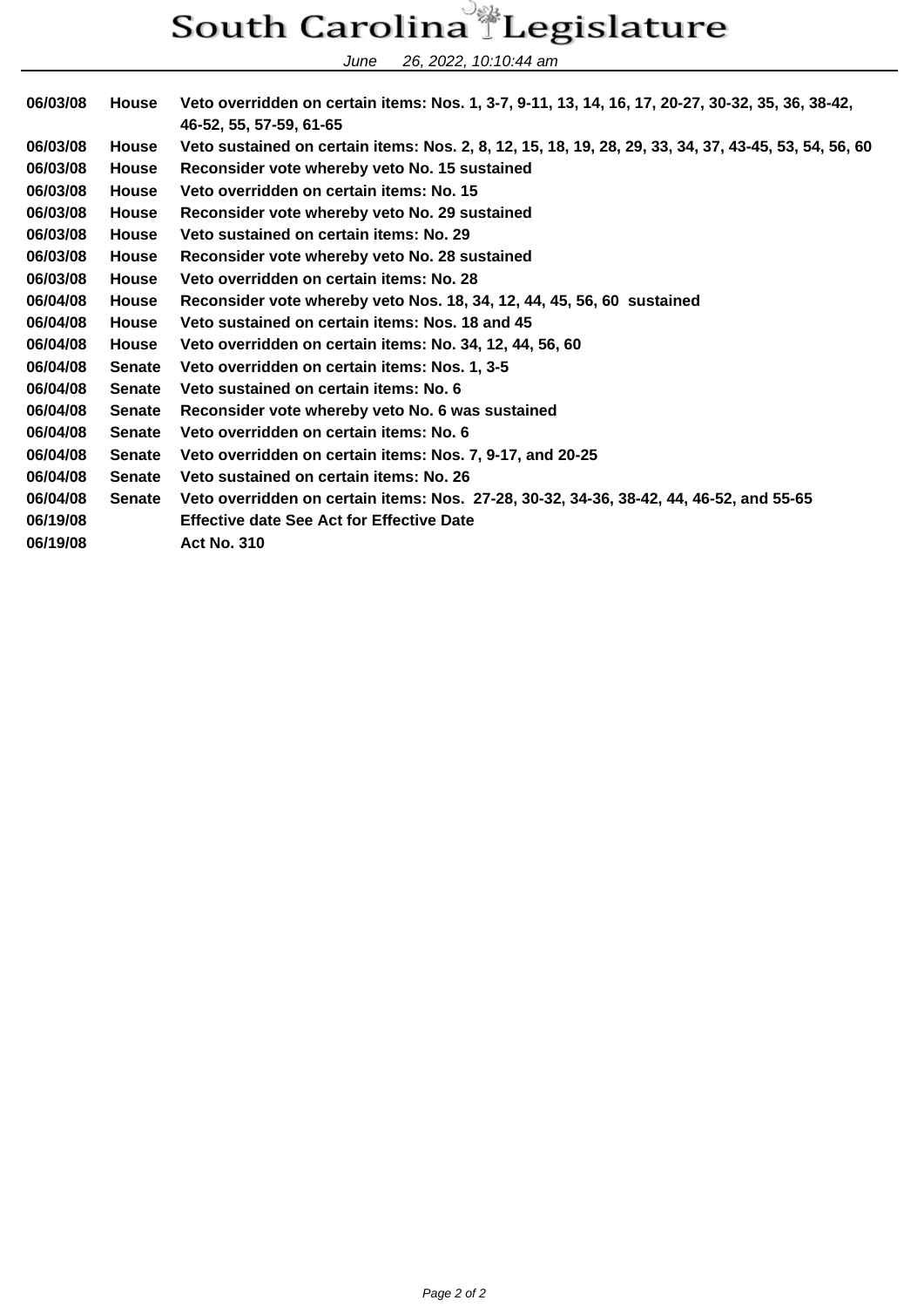| | | |
|---|---|---|
| 06/03/08 | House | Veto overridden on certain items: Nos. 1, 3-7, 9-11, 13, 14, 16, 17, 20-27, 30-32, 35, 36, 38-42, 46-52, 55, 57-59, 61-65 |
| 06/03/08 | House | Veto sustained on certain items: Nos. 2, 8, 12, 15, 18, 19, 28, 29, 33, 34, 37, 43-45, 53, 54, 56, 60 |
| 06/03/08 | House | Reconsider vote whereby veto No. 15 sustained |
| 06/03/08 | House | Veto overridden on certain items: No. 15 |
| 06/03/08 | House | Reconsider vote whereby veto No. 29 sustained |
| 06/03/08 | House | Veto sustained on certain items: No. 29 |
| 06/03/08 | House | Reconsider vote whereby veto No. 28 sustained |
| 06/03/08 | House | Veto overridden on certain items: No. 28 |
| 06/04/08 | House | Reconsider vote whereby veto Nos. 18, 34, 12, 44, 45, 56, 60 sustained |
| 06/04/08 | House | Veto sustained on certain items: Nos. 18 and 45 |
| 06/04/08 | House | Veto overridden on certain items: No. 34, 12, 44, 56, 60 |
| 06/04/08 | Senate | Veto overridden on certain items: Nos. 1, 3-5 |
| 06/04/08 | Senate | Veto sustained on certain items: No. 6 |
| 06/04/08 | Senate | Reconsider vote whereby veto No. 6 was sustained |
| 06/04/08 | Senate | Veto overridden on certain items: No. 6 |
| 06/04/08 | Senate | Veto overridden on certain items: Nos. 7, 9-17, and 20-25 |
| 06/04/08 | Senate | Veto sustained on certain items: No. 26 |
| 06/04/08 | Senate | Veto overridden on certain items: Nos. 27-28, 30-32, 34-36, 38-42, 44, 46-52, and 55-65 |
| 06/19/08 | | Effective date See Act for Effective Date |
| 06/19/08 | | Act No. 310 |